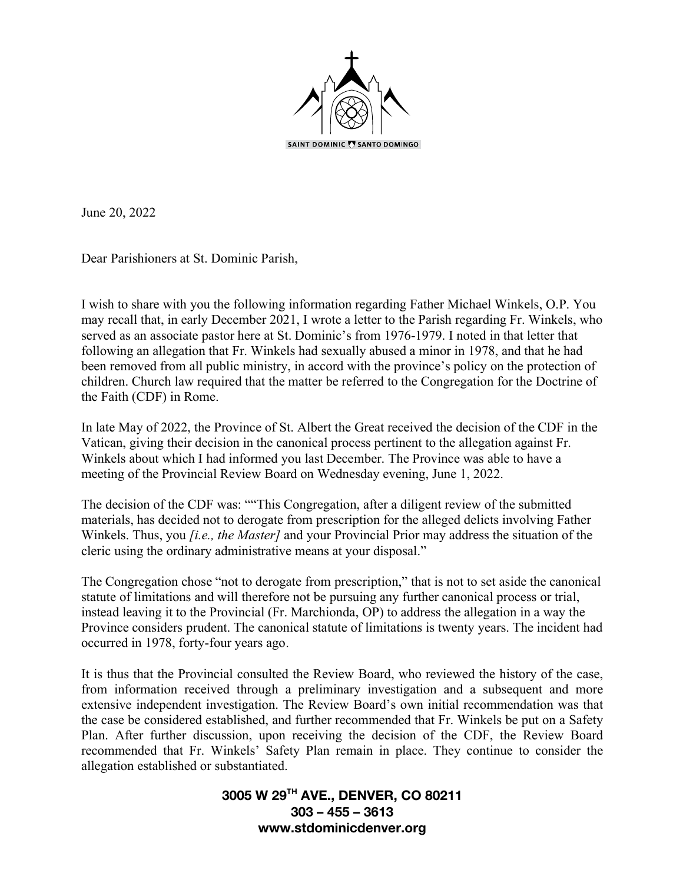SAINT DOMINIC SANTO DOMINGO

June 20, 2022

Dear Parishioners at St. Dominic Parish,

I wish to share with you the following information regarding Father Michael Winkels, O.P. You may recall that, in early December 2021, I wrote a letter to the Parish regarding Fr. Winkels, who served as an associate pastor here at St. Dominic's from 1976-1979. I noted in that letter that following an allegation that Fr. Winkels had sexually abused a minor in 1978, and that he had been removed from all public ministry, in accord with the province's policy on the protection of children. Church law required that the matter be referred to the Congregation for the Doctrine of the Faith (CDF) in Rome.

In late May of 2022, the Province of St. Albert the Great received the decision of the CDF in the Vatican, giving their decision in the canonical process pertinent to the allegation against Fr. Winkels about which I had informed you last December. The Province was able to have a meeting of the Provincial Review Board on Wednesday evening, June 1, 2022.

The decision of the CDF was: ""This Congregation, after a diligent review of the submitted materials, has decided not to derogate from prescription for the alleged delicts involving Father Winkels. Thus, you *[i.e., the Master]* and your Provincial Prior may address the situation of the cleric using the ordinary administrative means at your disposal."

The Congregation chose "not to derogate from prescription," that is not to set aside the canonical statute of limitations and will therefore not be pursuing any further canonical process or trial, instead leaving it to the Provincial (Fr. Marchionda, OP) to address the allegation in a way the Province considers prudent. The canonical statute of limitations is twenty years. The incident had occurred in 1978, forty-four years ago.

It is thus that the Provincial consulted the Review Board, who reviewed the history of the case, from information received through a preliminary investigation and a subsequent and more extensive independent investigation. The Review Board's own initial recommendation was that the case be considered established, and further recommended that Fr. Winkels be put on a Safety Plan. After further discussion, upon receiving the decision of the CDF, the Review Board recommended that Fr. Winkels' Safety Plan remain in place. They continue to consider the allegation established or substantiated.

**3005 W 29TH AVE., DENVER, CO 80211**
**303 – 455 – 3613**
**www.stdominicdenver.org**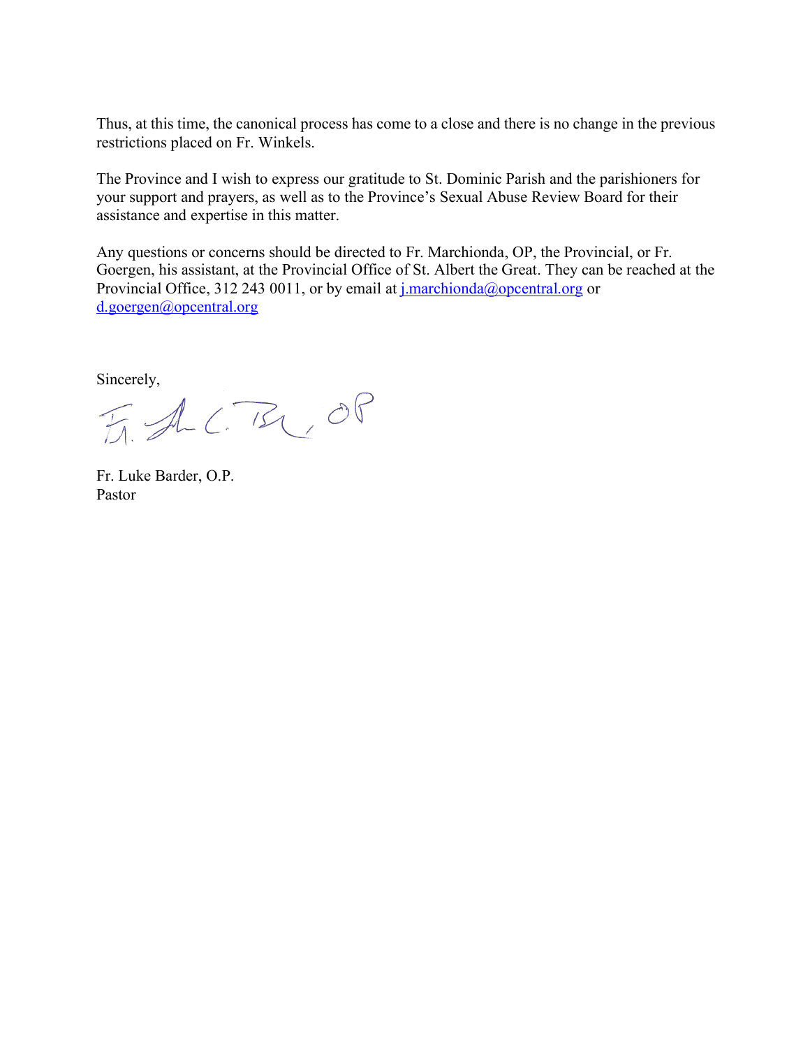Thus, at this time, the canonical process has come to a close and there is no change in the previous restrictions placed on Fr. Winkels.

The Province and I wish to express our gratitude to St. Dominic Parish and the parishioners for your support and prayers, as well as to the Province's Sexual Abuse Review Board for their assistance and expertise in this matter.

Any questions or concerns should be directed to Fr. Marchionda, OP, the Provincial, or Fr. Goergen, his assistant, at the Provincial Office of St. Albert the Great. They can be reached at the Provincial Office, 312 243 0011, or by email at j.marchionda@opcentral.org or d.goergen@opcentral.org

Sincerely,

Fr. Luke Barder, O.P.
Pastor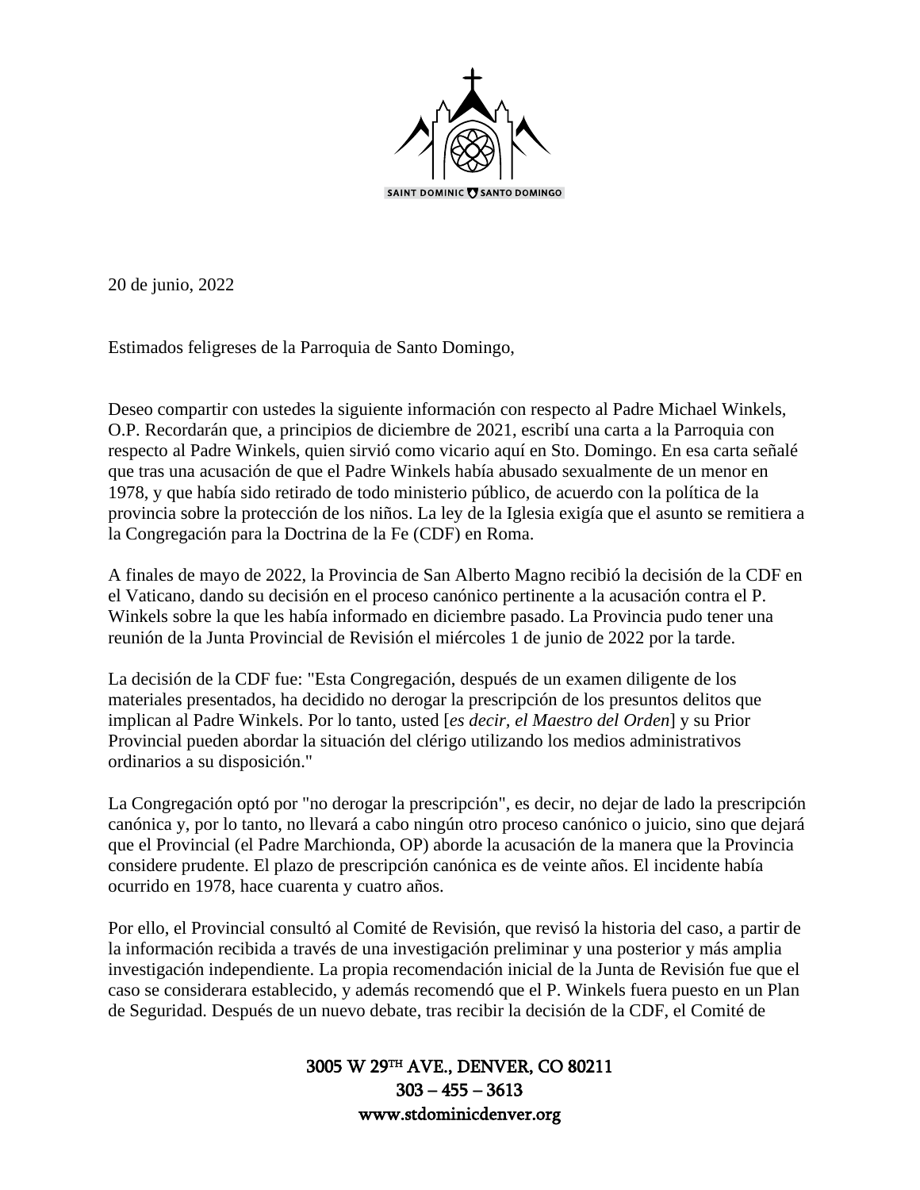20 de junio, 2022

Estimados feligreses de la Parroquia de Santo Domingo,

Deseo compartir con ustedes la siguiente información con respecto al Padre Michael Winkels, O.P. Recordarán que, a principios de diciembre de 2021, escribí una carta a la Parroquia con respecto al Padre Winkels, quien sirvió como vicario aquí en Sto. Domingo. En esa carta señalé que tras una acusación de que el Padre Winkels había abusado sexualmente de un menor en 1978, y que había sido retirado de todo ministerio público, de acuerdo con la política de la provincia sobre la protección de los niños. La ley de la Iglesia exigía que el asunto se remitiera a la Congregación para la Doctrina de la Fe (CDF) en Roma.

A finales de mayo de 2022, la Provincia de San Alberto Magno recibió la decisión de la CDF en el Vaticano, dando su decisión en el proceso canónico pertinente a la acusación contra el P. Winkels sobre la que les había informado en diciembre pasado. La Provincia pudo tener una reunión de la Junta Provincial de Revisión el miércoles 1 de junio de 2022 por la tarde.

La decisión de la CDF fue: "Esta Congregación, después de un examen diligente de los materiales presentados, ha decidido no derogar la prescripción de los presuntos delitos que implican al Padre Winkels. Por lo tanto, usted [*es decir, el Maestro del Orden*] y su Prior Provincial pueden abordar la situación del clérigo utilizando los medios administrativos ordinarios a su disposición."

La Congregación optó por "no derogar la prescripción", es decir, no dejar de lado la prescripción canónica y, por lo tanto, no llevará a cabo ningún otro proceso canónico o juicio, sino que dejará que el Provincial (el Padre Marchionda, OP) aborde la acusación de la manera que la Provincia considere prudente. El plazo de prescripción canónica es de veinte años. El incidente había ocurrido en 1978, hace cuarenta y cuatro años.

Por ello, el Provincial consultó al Comité de Revisión, que revisó la historia del caso, a partir de la información recibida a través de una investigación preliminar y una posterior y más amplia investigación independiente. La propia recomendación inicial de la Junta de Revisión fue que el caso se considerara establecido, y además recomendó que el P. Winkels fuera puesto en un Plan de Seguridad. Después de un nuevo debate, tras recibir la decisión de la CDF, el Comité de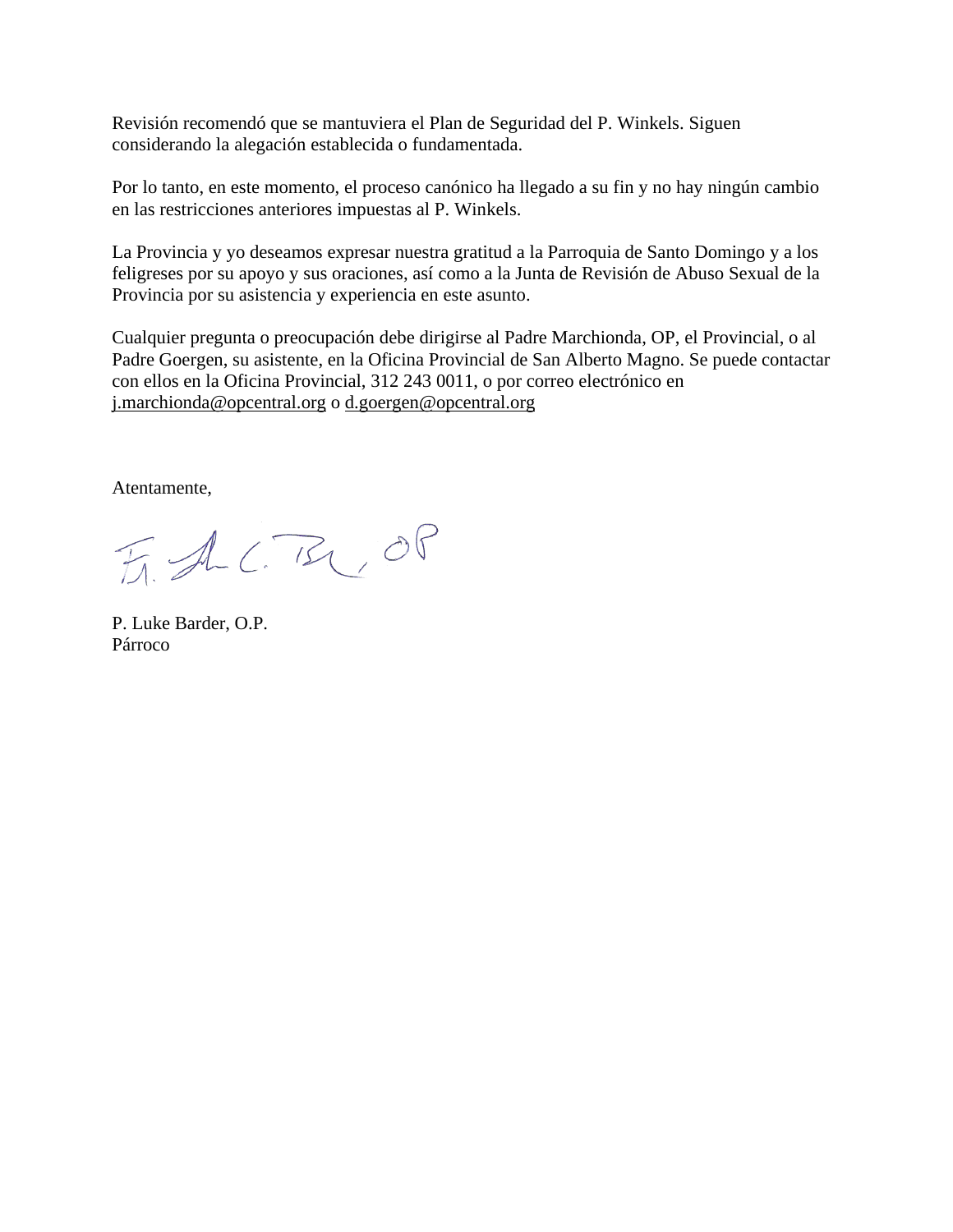Revisión recomendó que se mantuviera el Plan de Seguridad del P. Winkels. Siguen considerando la alegación establecida o fundamentada.

Por lo tanto, en este momento, el proceso canónico ha llegado a su fin y no hay ningún cambio en las restricciones anteriores impuestas al P. Winkels.

La Provincia y yo deseamos expresar nuestra gratitud a la Parroquia de Santo Domingo y a los feligreses por su apoyo y sus oraciones, así como a la Junta de Revisión de Abuso Sexual de la Provincia por su asistencia y experiencia en este asunto.

Cualquier pregunta o preocupación debe dirigirse al Padre Marchionda, OP, el Provincial, o al Padre Goergen, su asistente, en la Oficina Provincial de San Alberto Magno. Se puede contactar con ellos en la Oficina Provincial, 312 243 0011, o por correo electrónico en j.marchionda@opcentral.org o d.goergen@opcentral.org

Atentamente,

Fr. L. C. B., OP

P. Luke Barder, O.P.
Párroco